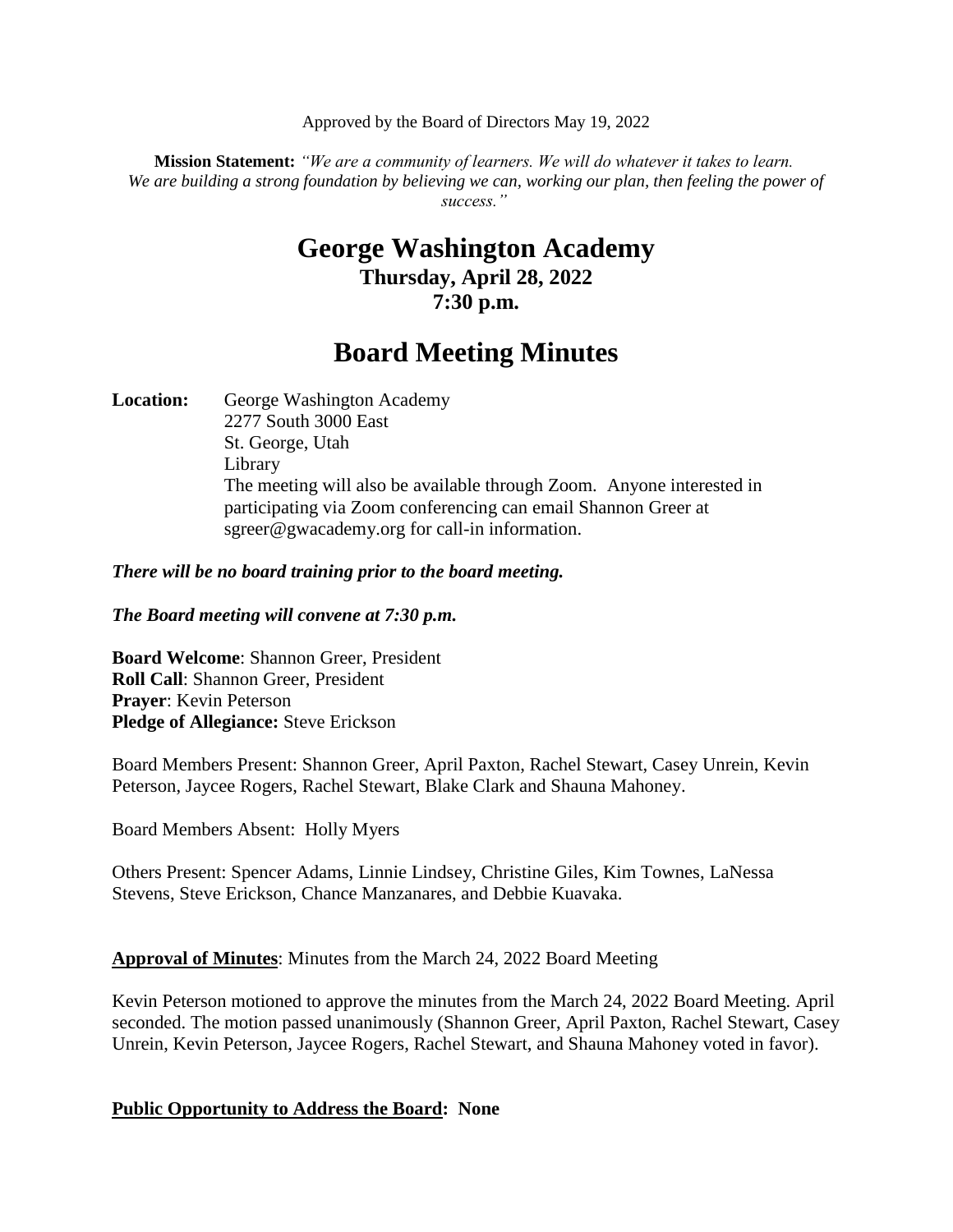Approved by the Board of Directors May 19, 2022

**Mission Statement:** *"We are a community of learners. We will do whatever it takes to learn. We are building a strong foundation by believing we can, working our plan, then feeling the power of success."*

# George Washington Academy

### Thursday, April 28, 2022
### 7:30 p.m.

# Board Meeting Minutes

**Location:** George Washington Academy
2277 South 3000 East
St. George, Utah
Library
The meeting will also be available through Zoom. Anyone interested in participating via Zoom conferencing can email Shannon Greer at sgreer@gwacademy.org for call-in information.

***There will be no board training prior to the board meeting.***

***The Board meeting will convene at 7:30 p.m.***

**Board Welcome**: Shannon Greer, President
**Roll Call**: Shannon Greer, President
**Prayer**: Kevin Peterson
**Pledge of Allegiance:** Steve Erickson

Board Members Present: Shannon Greer, April Paxton, Rachel Stewart, Casey Unrein, Kevin Peterson, Jaycee Rogers, Rachel Stewart, Blake Clark and Shauna Mahoney.

Board Members Absent: Holly Myers

Others Present: Spencer Adams, Linnie Lindsey, Christine Giles, Kim Townes, LaNessa Stevens, Steve Erickson, Chance Manzanares, and Debbie Kuavaka.

**Approval of Minutes**: Minutes from the March 24, 2022 Board Meeting

Kevin Peterson motioned to approve the minutes from the March 24, 2022 Board Meeting. April seconded. The motion passed unanimously (Shannon Greer, April Paxton, Rachel Stewart, Casey Unrein, Kevin Peterson, Jaycee Rogers, Rachel Stewart, and Shauna Mahoney voted in favor).

**Public Opportunity to Address the Board: None**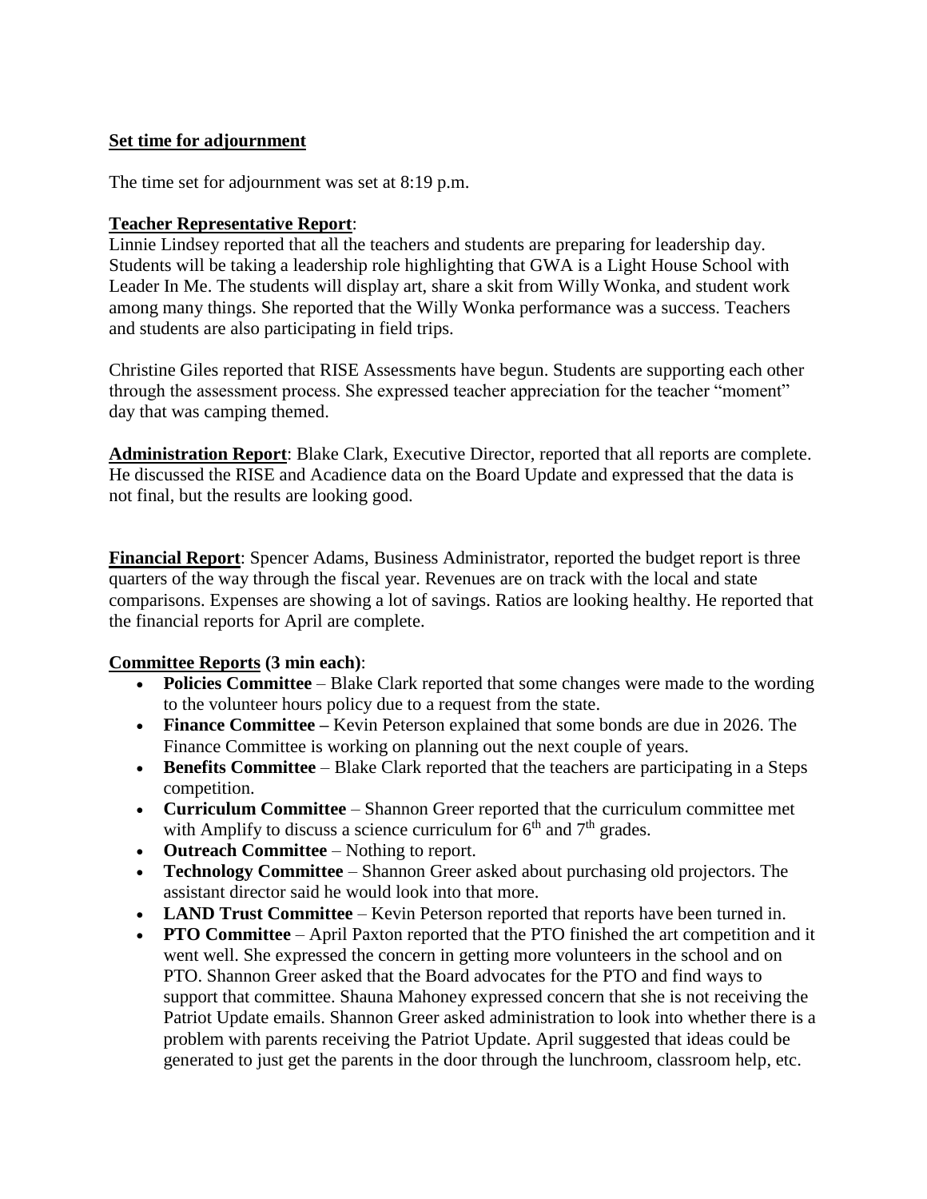**Set time for adjournment**

The time set for adjournment was set at 8:19 p.m.

**Teacher Representative Report**:
Linnie Lindsey reported that all the teachers and students are preparing for leadership day. Students will be taking a leadership role highlighting that GWA is a Light House School with Leader In Me. The students will display art, share a skit from Willy Wonka, and student work among many things. She reported that the Willy Wonka performance was a success. Teachers and students are also participating in field trips.

Christine Giles reported that RISE Assessments have begun. Students are supporting each other through the assessment process. She expressed teacher appreciation for the teacher "moment" day that was camping themed.

**Administration Report**: Blake Clark, Executive Director, reported that all reports are complete. He discussed the RISE and Acadience data on the Board Update and expressed that the data is not final, but the results are looking good.

**Financial Report**: Spencer Adams, Business Administrator, reported the budget report is three quarters of the way through the fiscal year. Revenues are on track with the local and state comparisons. Expenses are showing a lot of savings. Ratios are looking healthy. He reported that the financial reports for April are complete.

**Committee Reports (3 min each)**:

- **Policies Committee** – Blake Clark reported that some changes were made to the wording to the volunteer hours policy due to a request from the state.
- **Finance Committee** – Kevin Peterson explained that some bonds are due in 2026. The Finance Committee is working on planning out the next couple of years.
- **Benefits Committee** – Blake Clark reported that the teachers are participating in a Steps competition.
- **Curriculum Committee** – Shannon Greer reported that the curriculum committee met with Amplify to discuss a science curriculum for 6th and 7th grades.
- **Outreach Committee** – Nothing to report.
- **Technology Committee** – Shannon Greer asked about purchasing old projectors. The assistant director said he would look into that more.
- **LAND Trust Committee** – Kevin Peterson reported that reports have been turned in.
- **PTO Committee** – April Paxton reported that the PTO finished the art competition and it went well. She expressed the concern in getting more volunteers in the school and on PTO. Shannon Greer asked that the Board advocates for the PTO and find ways to support that committee. Shauna Mahoney expressed concern that she is not receiving the Patriot Update emails. Shannon Greer asked administration to look into whether there is a problem with parents receiving the Patriot Update. April suggested that ideas could be generated to just get the parents in the door through the lunchroom, classroom help, etc.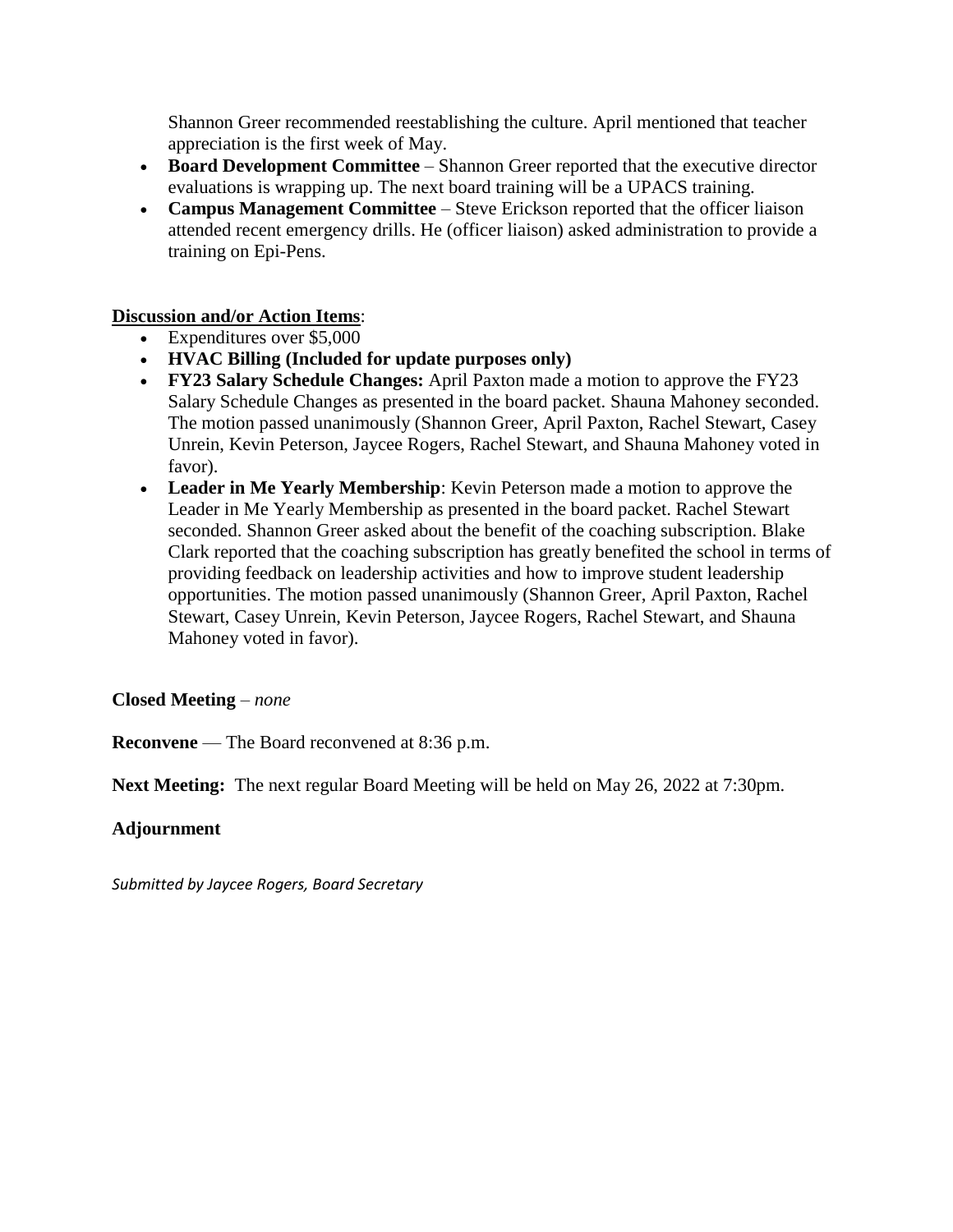Shannon Greer recommended reestablishing the culture. April mentioned that teacher appreciation is the first week of May.

- **Board Development Committee** – Shannon Greer reported that the executive director evaluations is wrapping up. The next board training will be a UPACS training.
- **Campus Management Committee** – Steve Erickson reported that the officer liaison attended recent emergency drills. He (officer liaison) asked administration to provide a training on Epi-Pens.

**Discussion and/or Action Items**:

- Expenditures over $5,000
- **HVAC Billing (Included for update purposes only)**
- **FY23 Salary Schedule Changes:** April Paxton made a motion to approve the FY23 Salary Schedule Changes as presented in the board packet. Shauna Mahoney seconded. The motion passed unanimously (Shannon Greer, April Paxton, Rachel Stewart, Casey Unrein, Kevin Peterson, Jaycee Rogers, Rachel Stewart, and Shauna Mahoney voted in favor).
- **Leader in Me Yearly Membership**: Kevin Peterson made a motion to approve the Leader in Me Yearly Membership as presented in the board packet. Rachel Stewart seconded. Shannon Greer asked about the benefit of the coaching subscription. Blake Clark reported that the coaching subscription has greatly benefited the school in terms of providing feedback on leadership activities and how to improve student leadership opportunities. The motion passed unanimously (Shannon Greer, April Paxton, Rachel Stewart, Casey Unrein, Kevin Peterson, Jaycee Rogers, Rachel Stewart, and Shauna Mahoney voted in favor).

**Closed Meeting** – *none*

**Reconvene** — The Board reconvened at 8:36 p.m.

**Next Meeting:** The next regular Board Meeting will be held on May 26, 2022 at 7:30pm.

**Adjournment**

*Submitted by Jaycee Rogers, Board Secretary*